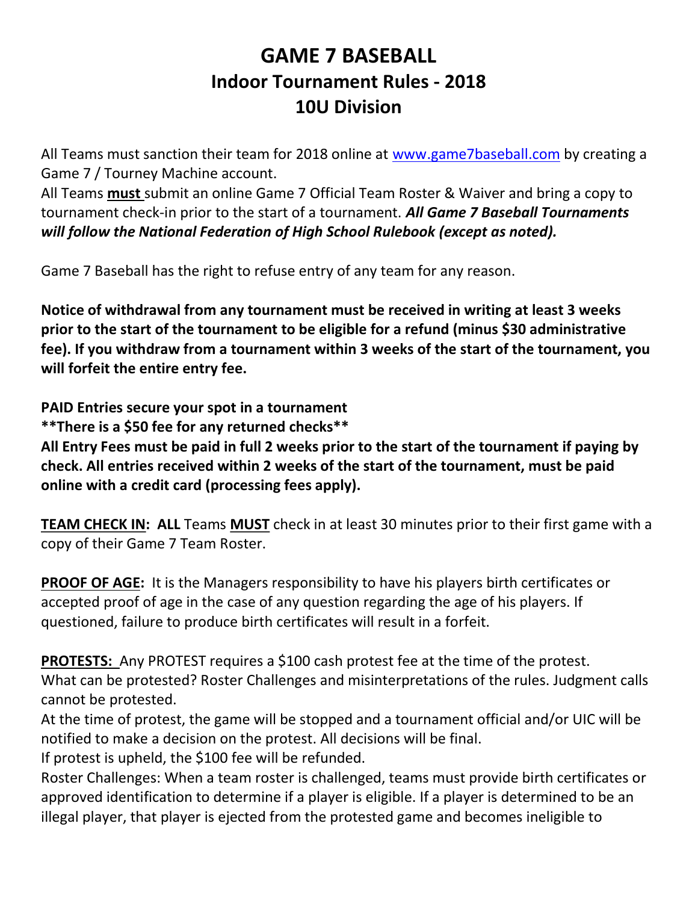# GAME 7 BASEBALL
## Indoor Tournament Rules - 2018
## 10U Division

All Teams must sanction their team for 2018 online at [www.game7baseball.com](www.game7baseball.com) by creating a Game 7 / Tourney Machine account.
All Teams **must** submit an online Game 7 Official Team Roster & Waiver and bring a copy to tournament check-in prior to the start of a tournament. ***All Game 7 Baseball Tournaments will follow the National Federation of High School Rulebook (except as noted).***

Game 7 Baseball has the right to refuse entry of any team for any reason.

**Notice of withdrawal from any tournament must be received in writing at least 3 weeks prior to the start of the tournament to be eligible for a refund (minus $30 administrative fee). If you withdraw from a tournament within 3 weeks of the start of the tournament, you will forfeit the entire entry fee.**

**PAID Entries secure your spot in a tournament**
**\*\*There is a $50 fee for any returned checks\*\***
**All Entry Fees must be paid in full 2 weeks prior to the start of the tournament if paying by check. All entries received within 2 weeks of the start of the tournament, must be paid online with a credit card (processing fees apply).**

**TEAM CHECK IN: ALL** Teams **MUST** check in at least 30 minutes prior to their first game with a copy of their Game 7 Team Roster.

**PROOF OF AGE:** It is the Managers responsibility to have his players birth certificates or accepted proof of age in the case of any question regarding the age of his players. If questioned, failure to produce birth certificates will result in a forfeit.

**PROTESTS:** Any PROTEST requires a $100 cash protest fee at the time of the protest.
What can be protested? Roster Challenges and misinterpretations of the rules. Judgment calls cannot be protested.
At the time of protest, the game will be stopped and a tournament official and/or UIC will be notified to make a decision on the protest. All decisions will be final.
If protest is upheld, the $100 fee will be refunded.
Roster Challenges: When a team roster is challenged, teams must provide birth certificates or approved identification to determine if a player is eligible. If a player is determined to be an illegal player, that player is ejected from the protested game and becomes ineligible to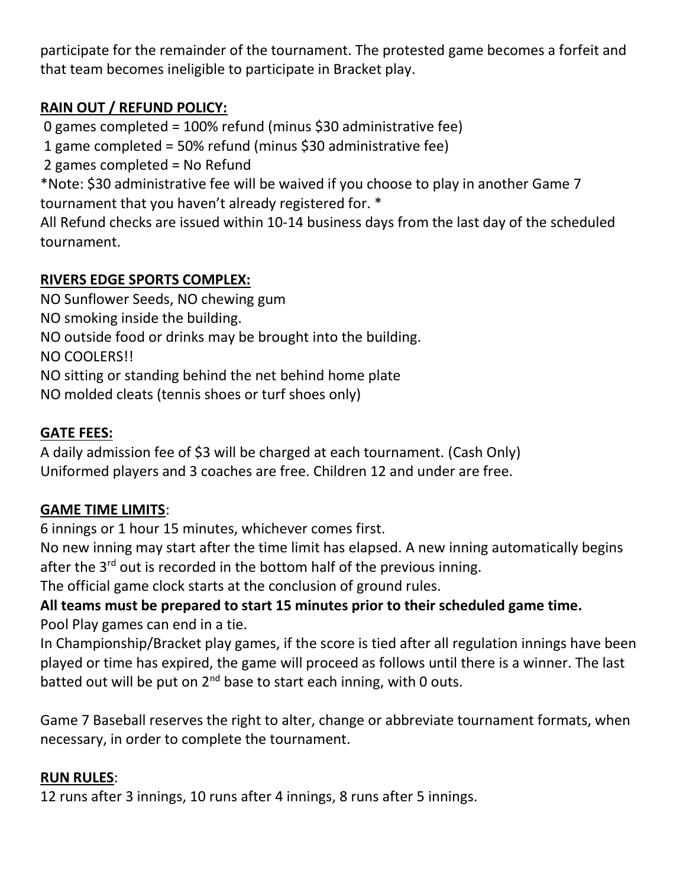participate for the remainder of the tournament. The protested game becomes a forfeit and that team becomes ineligible to participate in Bracket play.

**RAIN OUT / REFUND POLICY:**

0 games completed = 100% refund (minus $30 administrative fee)
1 game completed = 50% refund (minus $30 administrative fee)
2 games completed = No Refund
*Note: $30 administrative fee will be waived if you choose to play in another Game 7 tournament that you haven't already registered for. *
All Refund checks are issued within 10-14 business days from the last day of the scheduled tournament.

**RIVERS EDGE SPORTS COMPLEX:**

NO Sunflower Seeds, NO chewing gum
NO smoking inside the building.
NO outside food or drinks may be brought into the building.
NO COOLERS!!
NO sitting or standing behind the net behind home plate
NO molded cleats (tennis shoes or turf shoes only)

**GATE FEES:**

A daily admission fee of $3 will be charged at each tournament. (Cash Only)
Uniformed players and 3 coaches are free. Children 12 and under are free.

**GAME TIME LIMITS**:

6 innings or 1 hour 15 minutes, whichever comes first.
No new inning may start after the time limit has elapsed. A new inning automatically begins after the 3rd out is recorded in the bottom half of the previous inning.
The official game clock starts at the conclusion of ground rules.
**All teams must be prepared to start 15 minutes prior to their scheduled game time.**
Pool Play games can end in a tie.
In Championship/Bracket play games, if the score is tied after all regulation innings have been played or time has expired, the game will proceed as follows until there is a winner. The last batted out will be put on 2nd base to start each inning, with 0 outs.

Game 7 Baseball reserves the right to alter, change or abbreviate tournament formats, when necessary, in order to complete the tournament.

**RUN RULES**:

12 runs after 3 innings, 10 runs after 4 innings, 8 runs after 5 innings.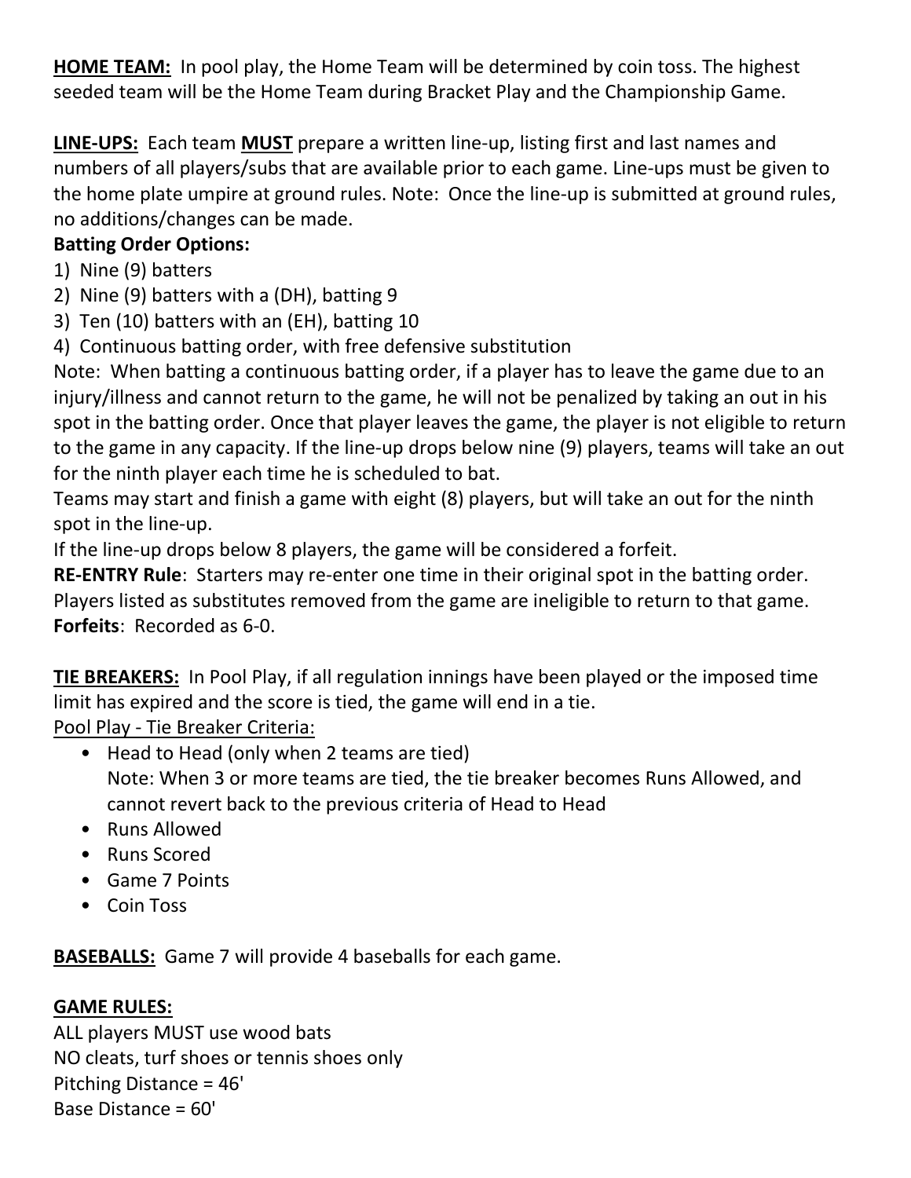**<u>HOME TEAM:</u>** In pool play, the Home Team will be determined by coin toss. The highest seeded team will be the Home Team during Bracket Play and the Championship Game.

**<u>LINE-UPS:</u>** Each team **<u>MUST</u>** prepare a written line-up, listing first and last names and numbers of all players/subs that are available prior to each game. Line-ups must be given to the home plate umpire at ground rules. Note: Once the line-up is submitted at ground rules, no additions/changes can be made.

**Batting Order Options:**

1) Nine (9) batters
2) Nine (9) batters with a (DH), batting 9
3) Ten (10) batters with an (EH), batting 10
4) Continuous batting order, with free defensive substitution

Note: When batting a continuous batting order, if a player has to leave the game due to an injury/illness and cannot return to the game, he will not be penalized by taking an out in his spot in the batting order. Once that player leaves the game, the player is not eligible to return to the game in any capacity. If the line-up drops below nine (9) players, teams will take an out for the ninth player each time he is scheduled to bat.

Teams may start and finish a game with eight (8) players, but will take an out for the ninth spot in the line-up.

If the line-up drops below 8 players, the game will be considered a forfeit.

**RE-ENTRY Rule**: Starters may re-enter one time in their original spot in the batting order. Players listed as substitutes removed from the game are ineligible to return to that game.

**Forfeits**: Recorded as 6-0.

**<u>TIE BREAKERS:</u>** In Pool Play, if all regulation innings have been played or the imposed time limit has expired and the score is tied, the game will end in a tie.

<u>Pool Play - Tie Breaker Criteria:</u>

- Head to Head (only when 2 teams are tied)
  Note: When 3 or more teams are tied, the tie breaker becomes Runs Allowed, and cannot revert back to the previous criteria of Head to Head
- Runs Allowed
- Runs Scored
- Game 7 Points
- Coin Toss

**<u>BASEBALLS:</u>** Game 7 will provide 4 baseballs for each game.

**<u>GAME RULES:</u>**

ALL players MUST use wood bats
NO cleats, turf shoes or tennis shoes only
Pitching Distance = 46'
Base Distance = 60'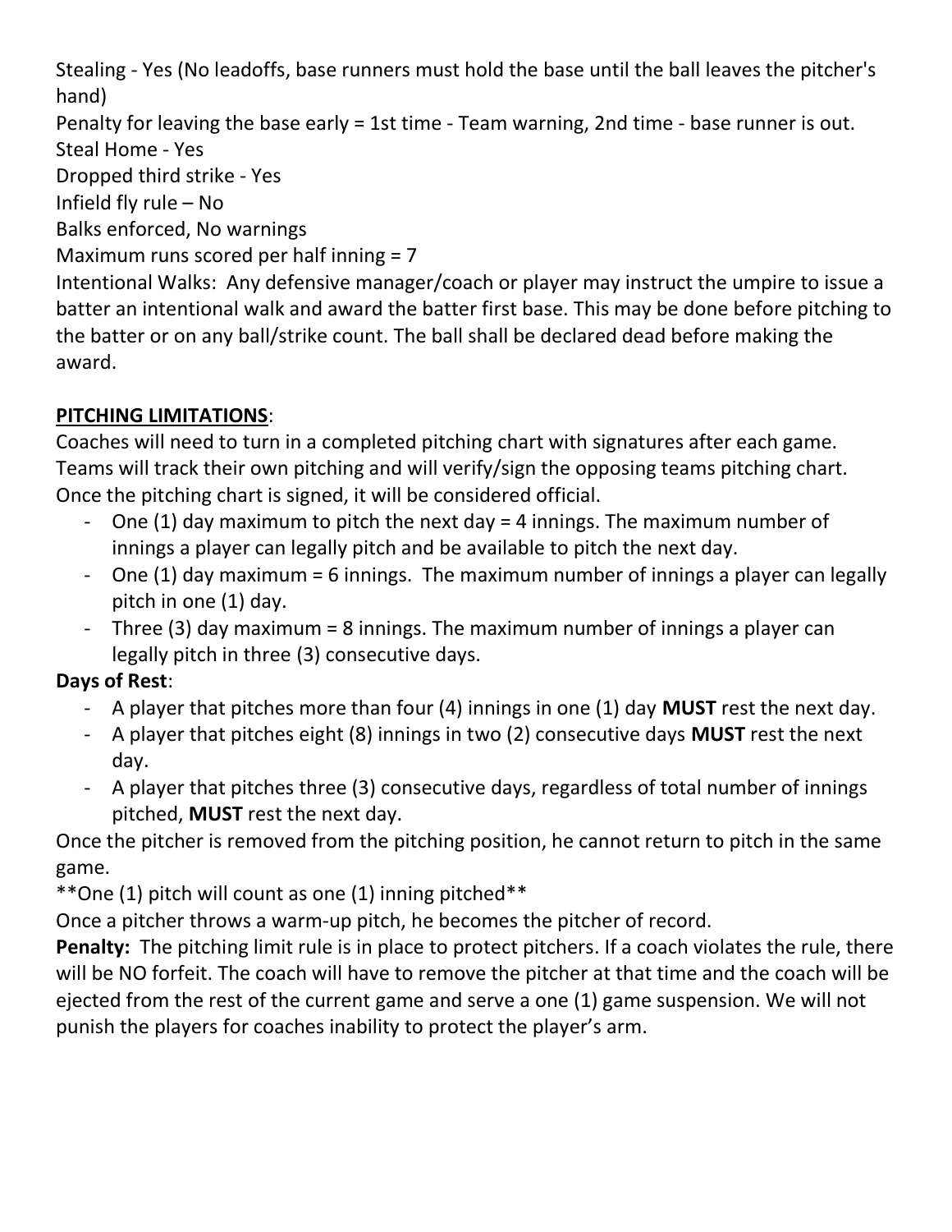Stealing - Yes (No leadoffs, base runners must hold the base until the ball leaves the pitcher's hand)

Penalty for leaving the base early = 1st time - Team warning, 2nd time - base runner is out.

Steal Home - Yes

Dropped third strike - Yes

Infield fly rule – No

Balks enforced, No warnings

Maximum runs scored per half inning = 7

Intentional Walks: Any defensive manager/coach or player may instruct the umpire to issue a batter an intentional walk and award the batter first base. This may be done before pitching to the batter or on any ball/strike count. The ball shall be declared dead before making the award.

**PITCHING LIMITATIONS**:

Coaches will need to turn in a completed pitching chart with signatures after each game. Teams will track their own pitching and will verify/sign the opposing teams pitching chart. Once the pitching chart is signed, it will be considered official.

- One (1) day maximum to pitch the next day = 4 innings. The maximum number of innings a player can legally pitch and be available to pitch the next day.
- One (1) day maximum = 6 innings. The maximum number of innings a player can legally pitch in one (1) day.
- Three (3) day maximum = 8 innings. The maximum number of innings a player can legally pitch in three (3) consecutive days.

**Days of Rest**:

- A player that pitches more than four (4) innings in one (1) day **MUST** rest the next day.
- A player that pitches eight (8) innings in two (2) consecutive days **MUST** rest the next day.
- A player that pitches three (3) consecutive days, regardless of total number of innings pitched, **MUST** rest the next day.

Once the pitcher is removed from the pitching position, he cannot return to pitch in the same game.

**One (1) pitch will count as one (1) inning pitched**

Once a pitcher throws a warm-up pitch, he becomes the pitcher of record.

**Penalty:** The pitching limit rule is in place to protect pitchers. If a coach violates the rule, there will be NO forfeit. The coach will have to remove the pitcher at that time and the coach will be ejected from the rest of the current game and serve a one (1) game suspension. We will not punish the players for coaches inability to protect the player's arm.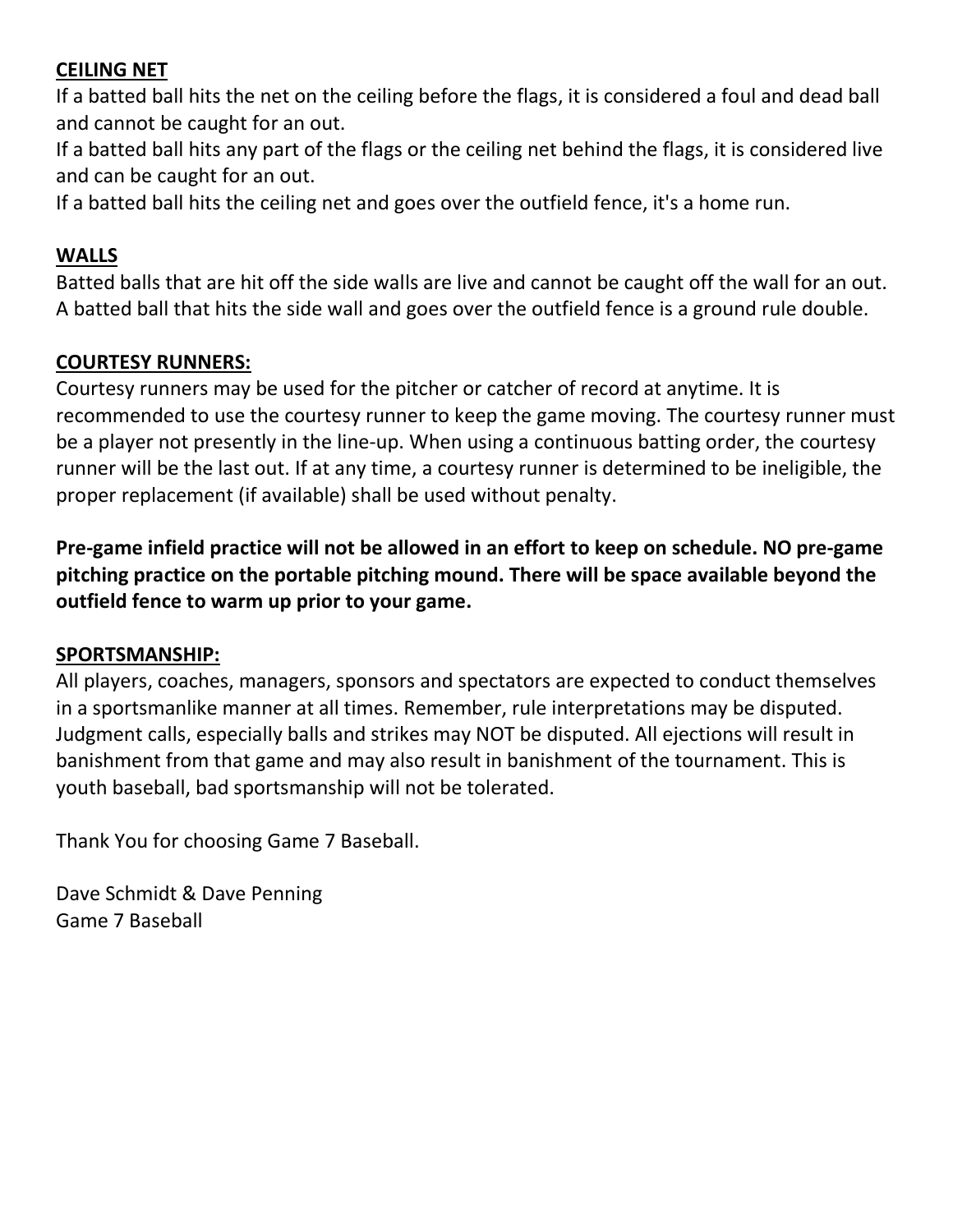**<u>CEILING NET</u>**

If a batted ball hits the net on the ceiling before the flags, it is considered a foul and dead ball and cannot be caught for an out.

If a batted ball hits any part of the flags or the ceiling net behind the flags, it is considered live and can be caught for an out.

If a batted ball hits the ceiling net and goes over the outfield fence, it's a home run.

**<u>WALLS</u>**

Batted balls that are hit off the side walls are live and cannot be caught off the wall for an out. A batted ball that hits the side wall and goes over the outfield fence is a ground rule double.

**<u>COURTESY RUNNERS:</u>**

Courtesy runners may be used for the pitcher or catcher of record at anytime. It is recommended to use the courtesy runner to keep the game moving. The courtesy runner must be a player not presently in the line-up. When using a continuous batting order, the courtesy runner will be the last out. If at any time, a courtesy runner is determined to be ineligible, the proper replacement (if available) shall be used without penalty.

**Pre-game infield practice will not be allowed in an effort to keep on schedule. NO pre-game pitching practice on the portable pitching mound. There will be space available beyond the outfield fence to warm up prior to your game.**

**<u>SPORTSMANSHIP:</u>**

All players, coaches, managers, sponsors and spectators are expected to conduct themselves in a sportsmanlike manner at all times. Remember, rule interpretations may be disputed. Judgment calls, especially balls and strikes may NOT be disputed. All ejections will result in banishment from that game and may also result in banishment of the tournament. This is youth baseball, bad sportsmanship will not be tolerated.

Thank You for choosing Game 7 Baseball.

Dave Schmidt & Dave Penning
Game 7 Baseball